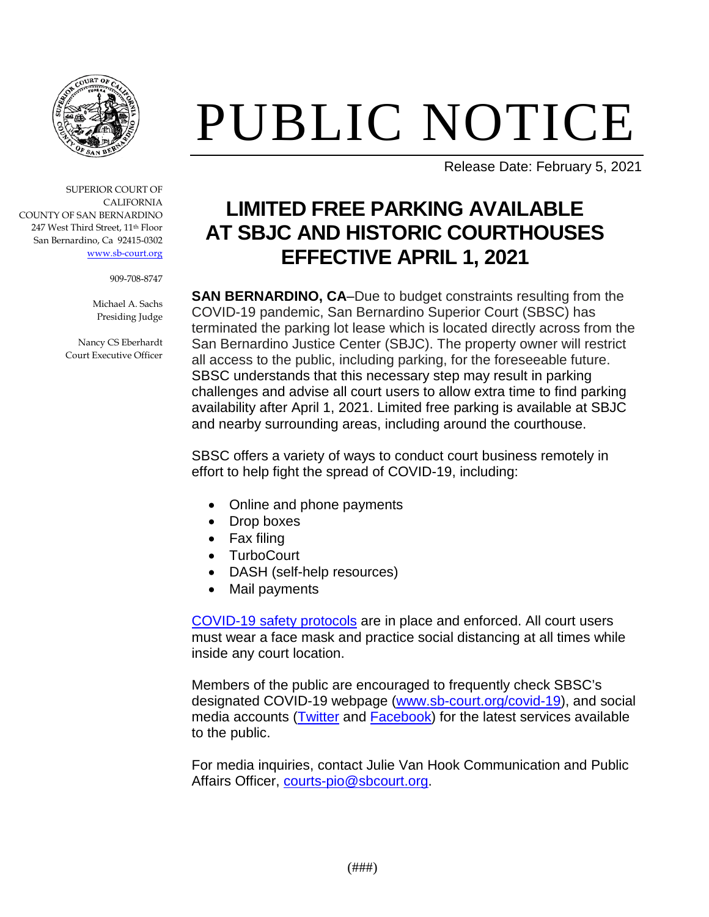# PUBLIC NOTICE

Release Date: February 5, 2021

SUPERIOR COURT OF CALIFORNIA
COUNTY OF SAN BERNARDINO
247 West Third Street, 11th Floor
San Bernardino, Ca 92415-0302
[www.sb-court.org](http://www.sb-court.org)

909-708-8747

Michael A. Sachs
Presiding Judge

Nancy CS Eberhardt
Court Executive Officer

## LIMITED FREE PARKING AVAILABLE AT SBJC AND HISTORIC COURTHOUSES EFFECTIVE APRIL 1, 2021

**SAN BERNARDINO, CA**–Due to budget constraints resulting from the COVID-19 pandemic, San Bernardino Superior Court (SBSC) has terminated the parking lot lease which is located directly across from the San Bernardino Justice Center (SBJC). The property owner will restrict all access to the public, including parking, for the foreseeable future. SBSC understands that this necessary step may result in parking challenges and advise all court users to allow extra time to find parking availability after April 1, 2021. Limited free parking is available at SBJC and nearby surrounding areas, including around the courthouse.

SBSC offers a variety of ways to conduct court business remotely in effort to help fight the spread of COVID-19, including:

- Online and phone payments
- Drop boxes
- Fax filing
- TurboCourt
- DASH (self-help resources)
- Mail payments

COVID-19 safety protocols are in place and enforced. All court users must wear a face mask and practice social distancing at all times while inside any court location.

Members of the public are encouraged to frequently check SBSC's designated COVID-19 webpage (www.sb-court.org/covid-19), and social media accounts (Twitter and Facebook) for the latest services available to the public.

For media inquiries, contact Julie Van Hook Communication and Public Affairs Officer, courts-pio@sbcourt.org.

(###)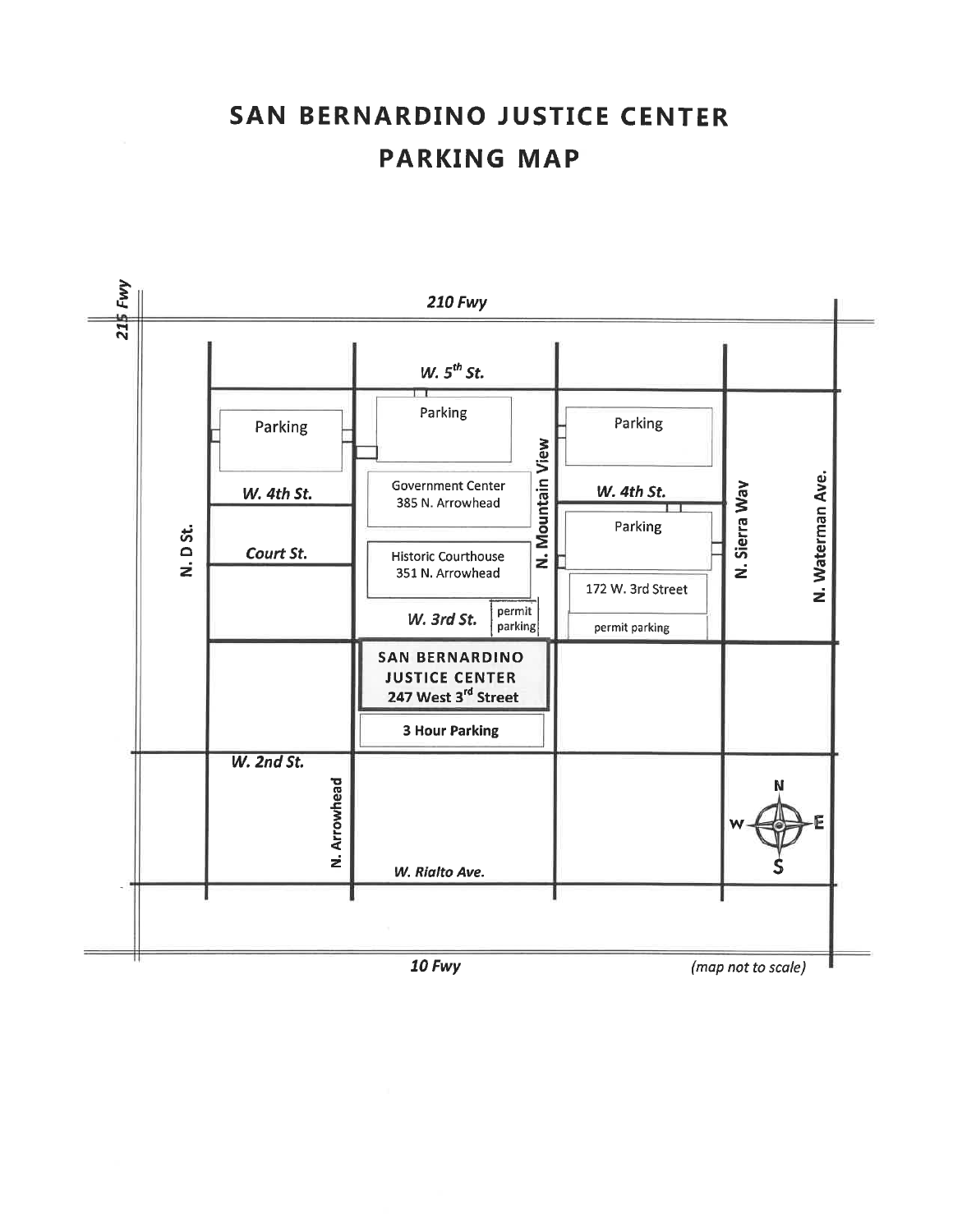# SAN BERNARDINO JUSTICE CENTER
# PARKING MAP

215 Fwy

210 Fwy

W. 5th St.

Parking

Parking

Parking

W. 4th St.

Government Center
385 N. Arrowhead

N. Mountain View

W. 4th St.

Parking

N. Sierra Way

N. Waterman Ave.

N. D St.

Court St.

Historic Courthouse
351 N. Arrowhead

172 W. 3rd Street

W. 3rd St.

permit parking

permit parking

**SAN BERNARDINO JUSTICE CENTER**
**247 West 3rd Street**

**3 Hour Parking**

W. 2nd St.

N. Arrowhead

W. Rialto Ave.

N
W E
S

10 Fwy

*(map not to scale)*